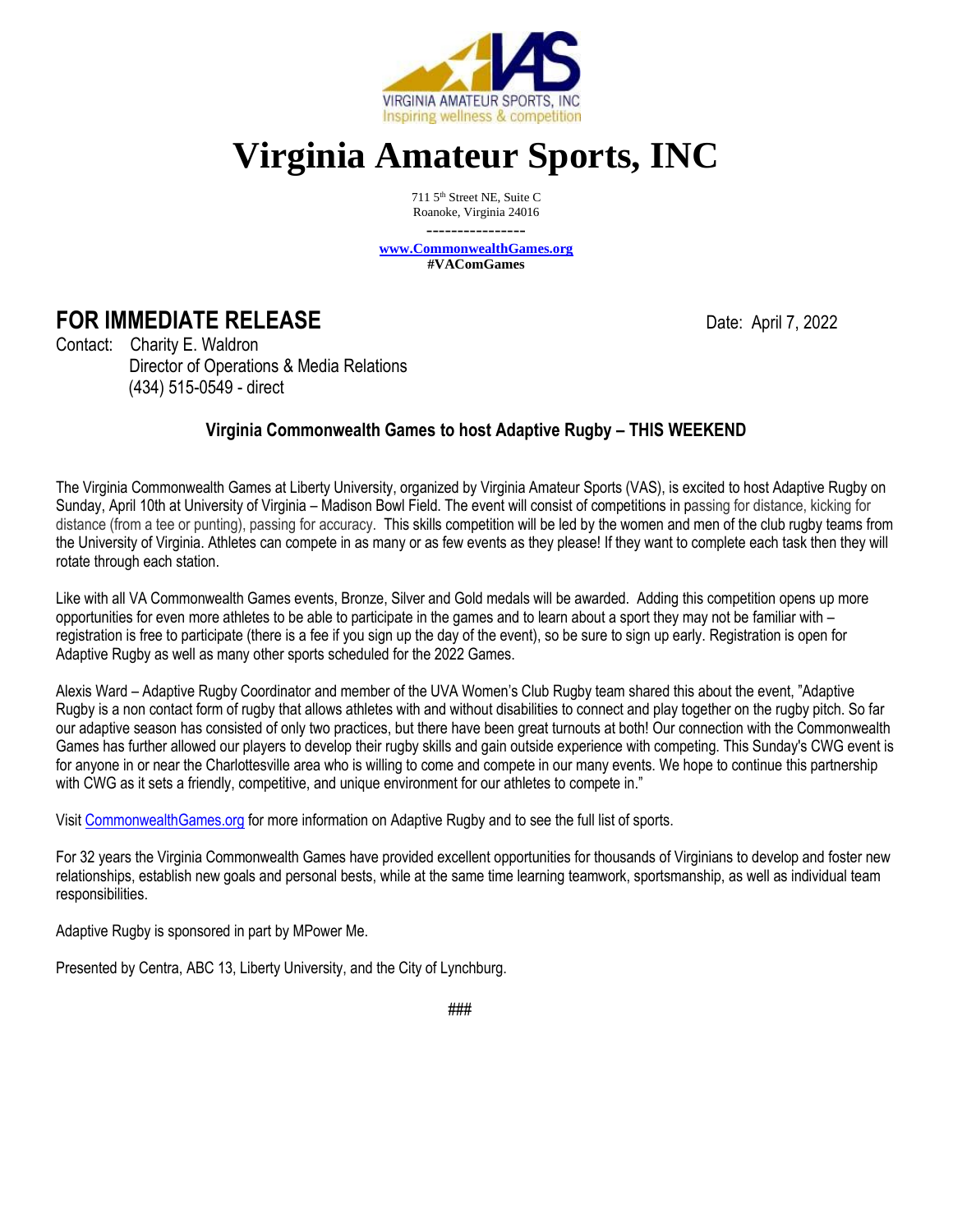VIRGINIA AMATEUR SPORTS, INC
Inspiring wellness & competition

# Virginia Amateur Sports, INC

711 5th Street NE, Suite C
Roanoke, Virginia 24016

----------------

**www.CommonwealthGames.org**
**#VAComGames**

## FOR IMMEDIATE RELEASE

Date: April 7, 2022

Contact: Charity E. Waldron
Director of Operations & Media Relations
(434) 515-0549 - direct

### Virginia Commonwealth Games to host Adaptive Rugby – THIS WEEKEND

The Virginia Commonwealth Games at Liberty University, organized by Virginia Amateur Sports (VAS), is excited to host Adaptive Rugby on Sunday, April 10th at University of Virginia – Madison Bowl Field. The event will consist of competitions in passing for distance, kicking for distance (from a tee or punting), passing for accuracy. This skills competition will be led by the women and men of the club rugby teams from the University of Virginia. Athletes can compete in as many or as few events as they please! If they want to complete each task then they will rotate through each station.

Like with all VA Commonwealth Games events, Bronze, Silver and Gold medals will be awarded. Adding this competition opens up more opportunities for even more athletes to be able to participate in the games and to learn about a sport they may not be familiar with – registration is free to participate (there is a fee if you sign up the day of the event), so be sure to sign up early. Registration is open for Adaptive Rugby as well as many other sports scheduled for the 2022 Games.

Alexis Ward – Adaptive Rugby Coordinator and member of the UVA Women's Club Rugby team shared this about the event, "Adaptive Rugby is a non contact form of rugby that allows athletes with and without disabilities to connect and play together on the rugby pitch. So far our adaptive season has consisted of only two practices, but there have been great turnouts at both! Our connection with the Commonwealth Games has further allowed our players to develop their rugby skills and gain outside experience with competing. This Sunday's CWG event is for anyone in or near the Charlottesville area who is willing to come and compete in our many events. We hope to continue this partnership with CWG as it sets a friendly, competitive, and unique environment for our athletes to compete in."

Visit CommonwealthGames.org for more information on Adaptive Rugby and to see the full list of sports.

For 32 years the Virginia Commonwealth Games have provided excellent opportunities for thousands of Virginians to develop and foster new relationships, establish new goals and personal bests, while at the same time learning teamwork, sportsmanship, as well as individual team responsibilities.

Adaptive Rugby is sponsored in part by MPower Me.

Presented by Centra, ABC 13, Liberty University, and the City of Lynchburg.

###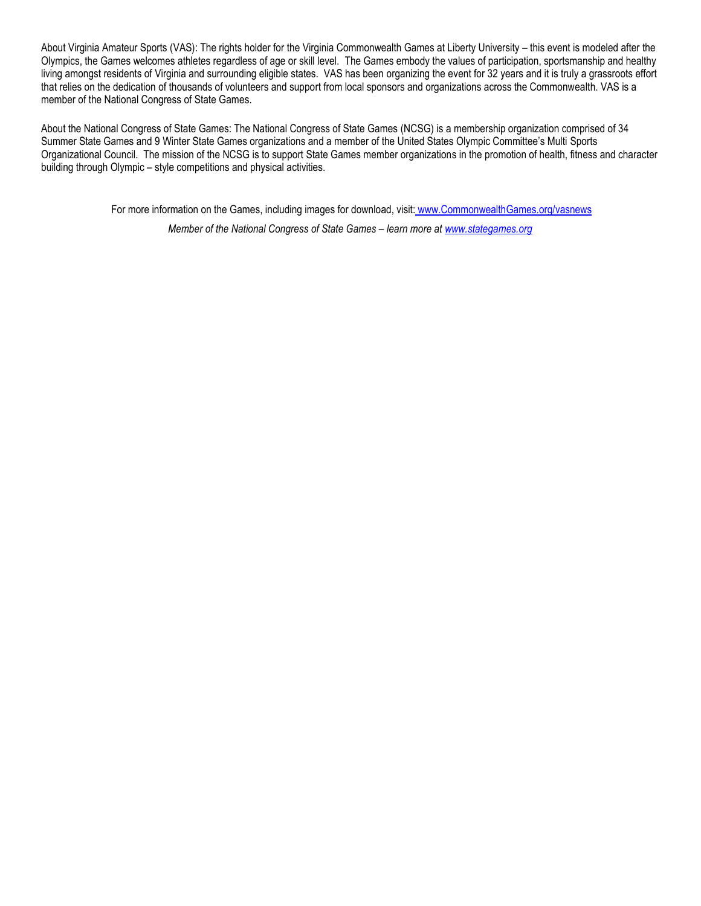About Virginia Amateur Sports (VAS): The rights holder for the Virginia Commonwealth Games at Liberty University – this event is modeled after the Olympics, the Games welcomes athletes regardless of age or skill level. The Games embody the values of participation, sportsmanship and healthy living amongst residents of Virginia and surrounding eligible states. VAS has been organizing the event for 32 years and it is truly a grassroots effort that relies on the dedication of thousands of volunteers and support from local sponsors and organizations across the Commonwealth. VAS is a member of the National Congress of State Games.

About the National Congress of State Games: The National Congress of State Games (NCSG) is a membership organization comprised of 34 Summer State Games and 9 Winter State Games organizations and a member of the United States Olympic Committee's Multi Sports Organizational Council. The mission of the NCSG is to support State Games member organizations in the promotion of health, fitness and character building through Olympic – style competitions and physical activities.

For more information on the Games, including images for download, visit: www.CommonwealthGames.org/vasnews

*Member of the National Congress of State Games – learn more at www.stategames.org*